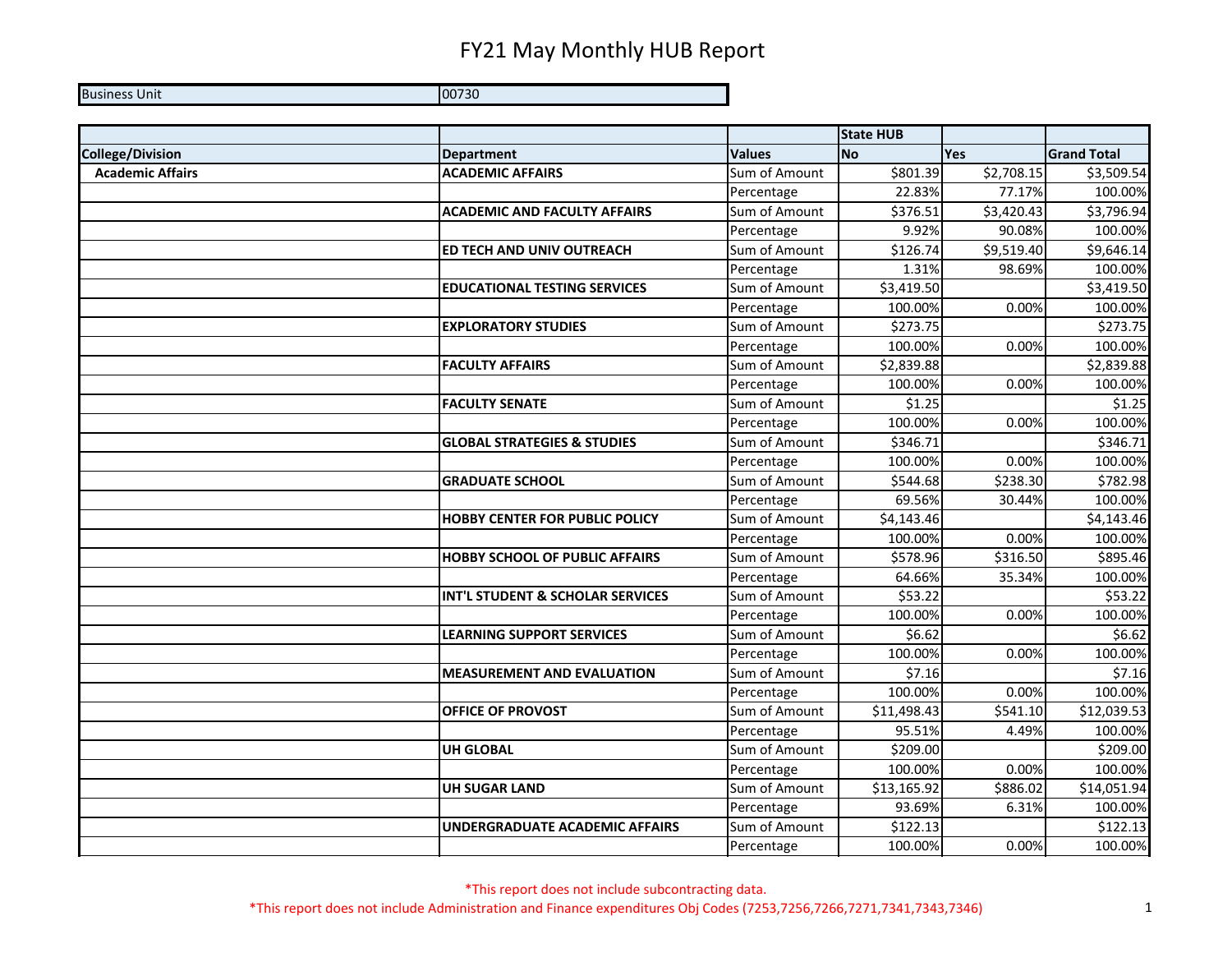# FY21 May Monthly HUB Report

| Business Unit | 00730 |
|---|---|

| | | | State HUB | | |
|---|---|---|---|---|---|
| **College/Division** | **Department** | **Values** | **No** | **Yes** | **Grand Total** |
| **Academic Affairs** | **ACADEMIC AFFAIRS** | Sum of Amount | $801.39 | $2,708.15 | $3,509.54 |
| | | Percentage | 22.83% | 77.17% | 100.00% |
| | **ACADEMIC AND FACULTY AFFAIRS** | Sum of Amount | $376.51 | $3,420.43 | $3,796.94 |
| | | Percentage | 9.92% | 90.08% | 100.00% |
| | **ED TECH AND UNIV OUTREACH** | Sum of Amount | $126.74 | $9,519.40 | $9,646.14 |
| | | Percentage | 1.31% | 98.69% | 100.00% |
| | **EDUCATIONAL TESTING SERVICES** | Sum of Amount | $3,419.50 | | $3,419.50 |
| | | Percentage | 100.00% | 0.00% | 100.00% |
| | **EXPLORATORY STUDIES** | Sum of Amount | $273.75 | | $273.75 |
| | | Percentage | 100.00% | 0.00% | 100.00% |
| | **FACULTY AFFAIRS** | Sum of Amount | $2,839.88 | | $2,839.88 |
| | | Percentage | 100.00% | 0.00% | 100.00% |
| | **FACULTY SENATE** | Sum of Amount | $1.25 | | $1.25 |
| | | Percentage | 100.00% | 0.00% | 100.00% |
| | **GLOBAL STRATEGIES & STUDIES** | Sum of Amount | $346.71 | | $346.71 |
| | | Percentage | 100.00% | 0.00% | 100.00% |
| | **GRADUATE SCHOOL** | Sum of Amount | $544.68 | $238.30 | $782.98 |
| | | Percentage | 69.56% | 30.44% | 100.00% |
| | **HOBBY CENTER FOR PUBLIC POLICY** | Sum of Amount | $4,143.46 | | $4,143.46 |
| | | Percentage | 100.00% | 0.00% | 100.00% |
| | **HOBBY SCHOOL OF PUBLIC AFFAIRS** | Sum of Amount | $578.96 | $316.50 | $895.46 |
| | | Percentage | 64.66% | 35.34% | 100.00% |
| | **INT'L STUDENT & SCHOLAR SERVICES** | Sum of Amount | $53.22 | | $53.22 |
| | | Percentage | 100.00% | 0.00% | 100.00% |
| | **LEARNING SUPPORT SERVICES** | Sum of Amount | $6.62 | | $6.62 |
| | | Percentage | 100.00% | 0.00% | 100.00% |
| | **MEASUREMENT AND EVALUATION** | Sum of Amount | $7.16 | | $7.16 |
| | | Percentage | 100.00% | 0.00% | 100.00% |
| | **OFFICE OF PROVOST** | Sum of Amount | $11,498.43 | $541.10 | $12,039.53 |
| | | Percentage | 95.51% | 4.49% | 100.00% |
| | **UH GLOBAL** | Sum of Amount | $209.00 | | $209.00 |
| | | Percentage | 100.00% | 0.00% | 100.00% |
| | **UH SUGAR LAND** | Sum of Amount | $13,165.92 | $886.02 | $14,051.94 |
| | | Percentage | 93.69% | 6.31% | 100.00% |
| | **UNDERGRADUATE ACADEMIC AFFAIRS** | Sum of Amount | $122.13 | | $122.13 |
| | | Percentage | 100.00% | 0.00% | 100.00% |

*This report does not include subcontracting data.

*This report does not include Administration and Finance expenditures Obj Codes (7253,7256,7266,7271,7341,7343,7346)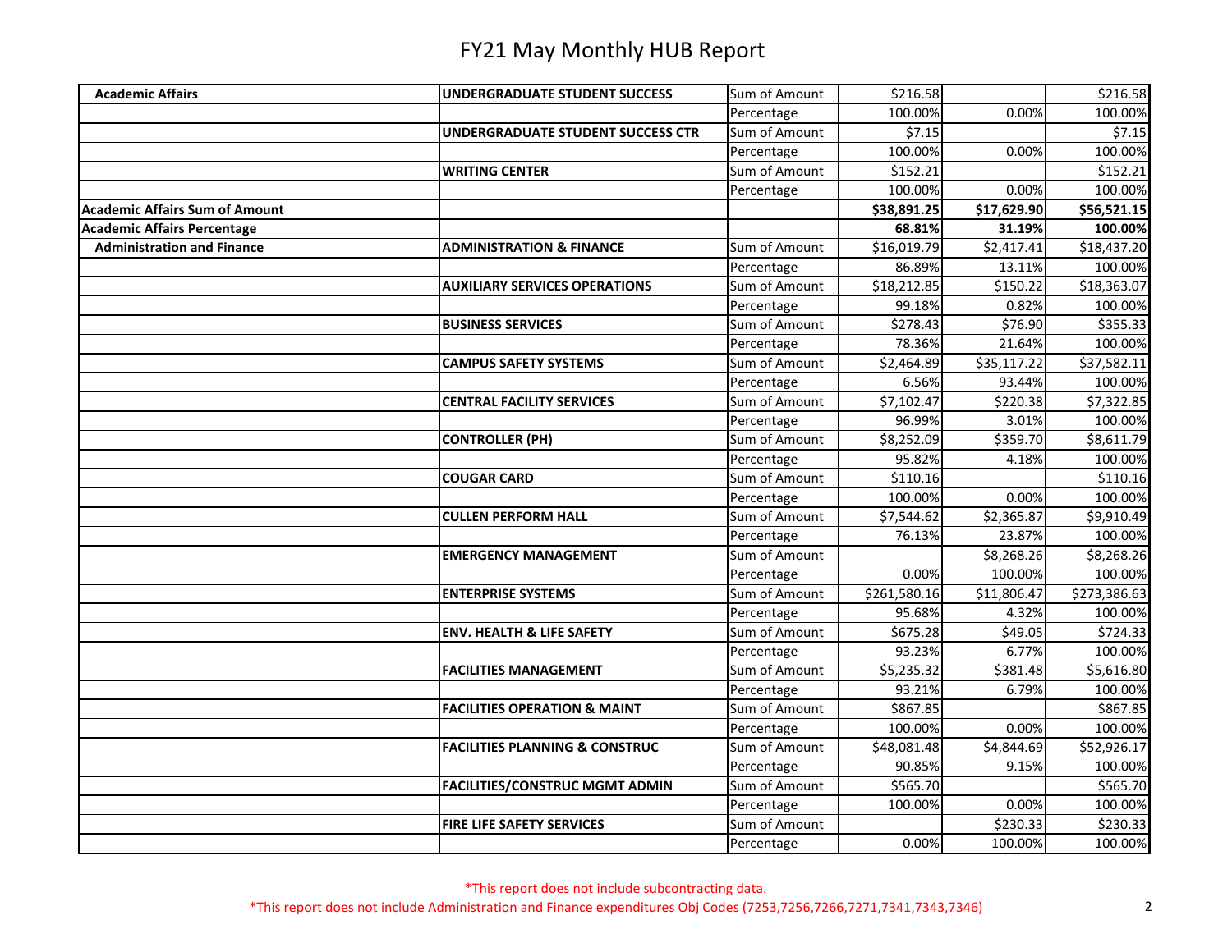# FY21 May Monthly HUB Report

| | | | | | |
|---|---|---|---|---|---|
| **Academic Affairs** | **UNDERGRADUATE STUDENT SUCCESS** | Sum of Amount | $216.58 | | $216.58 |
| | | Percentage | 100.00% | 0.00% | 100.00% |
| | **UNDERGRADUATE STUDENT SUCCESS CTR** | Sum of Amount | $7.15 | | $7.15 |
| | | Percentage | 100.00% | 0.00% | 100.00% |
| | **WRITING CENTER** | Sum of Amount | $152.21 | | $152.21 |
| | | Percentage | 100.00% | 0.00% | 100.00% |
| **Academic Affairs Sum of Amount** | | | **$38,891.25** | **$17,629.90** | **$56,521.15** |
| **Academic Affairs Percentage** | | | **68.81%** | **31.19%** | **100.00%** |
| **Administration and Finance** | **ADMINISTRATION & FINANCE** | Sum of Amount | $16,019.79 | $2,417.41 | $18,437.20 |
| | | Percentage | 86.89% | 13.11% | 100.00% |
| | **AUXILIARY SERVICES OPERATIONS** | Sum of Amount | $18,212.85 | $150.22 | $18,363.07 |
| | | Percentage | 99.18% | 0.82% | 100.00% |
| | **BUSINESS SERVICES** | Sum of Amount | $278.43 | $76.90 | $355.33 |
| | | Percentage | 78.36% | 21.64% | 100.00% |
| | **CAMPUS SAFETY SYSTEMS** | Sum of Amount | $2,464.89 | $35,117.22 | $37,582.11 |
| | | Percentage | 6.56% | 93.44% | 100.00% |
| | **CENTRAL FACILITY SERVICES** | Sum of Amount | $7,102.47 | $220.38 | $7,322.85 |
| | | Percentage | 96.99% | 3.01% | 100.00% |
| | **CONTROLLER (PH)** | Sum of Amount | $8,252.09 | $359.70 | $8,611.79 |
| | | Percentage | 95.82% | 4.18% | 100.00% |
| | **COUGAR CARD** | Sum of Amount | $110.16 | | $110.16 |
| | | Percentage | 100.00% | 0.00% | 100.00% |
| | **CULLEN PERFORM HALL** | Sum of Amount | $7,544.62 | $2,365.87 | $9,910.49 |
| | | Percentage | 76.13% | 23.87% | 100.00% |
| | **EMERGENCY MANAGEMENT** | Sum of Amount | | $8,268.26 | $8,268.26 |
| | | Percentage | 0.00% | 100.00% | 100.00% |
| | **ENTERPRISE SYSTEMS** | Sum of Amount | $261,580.16 | $11,806.47 | $273,386.63 |
| | | Percentage | 95.68% | 4.32% | 100.00% |
| | **ENV. HEALTH & LIFE SAFETY** | Sum of Amount | $675.28 | $49.05 | $724.33 |
| | | Percentage | 93.23% | 6.77% | 100.00% |
| | **FACILITIES MANAGEMENT** | Sum of Amount | $5,235.32 | $381.48 | $5,616.80 |
| | | Percentage | 93.21% | 6.79% | 100.00% |
| | **FACILITIES OPERATION & MAINT** | Sum of Amount | $867.85 | | $867.85 |
| | | Percentage | 100.00% | 0.00% | 100.00% |
| | **FACILITIES PLANNING & CONSTRUC** | Sum of Amount | $48,081.48 | $4,844.69 | $52,926.17 |
| | | Percentage | 90.85% | 9.15% | 100.00% |
| | **FACILITIES/CONSTRUC MGMT ADMIN** | Sum of Amount | $565.70 | | $565.70 |
| | | Percentage | 100.00% | 0.00% | 100.00% |
| | **FIRE LIFE SAFETY SERVICES** | Sum of Amount | | $230.33 | $230.33 |
| | | Percentage | 0.00% | 100.00% | 100.00% |

*This report does not include subcontracting data.

*This report does not include Administration and Finance expenditures Obj Codes (7253,7256,7266,7271,7341,7343,7346)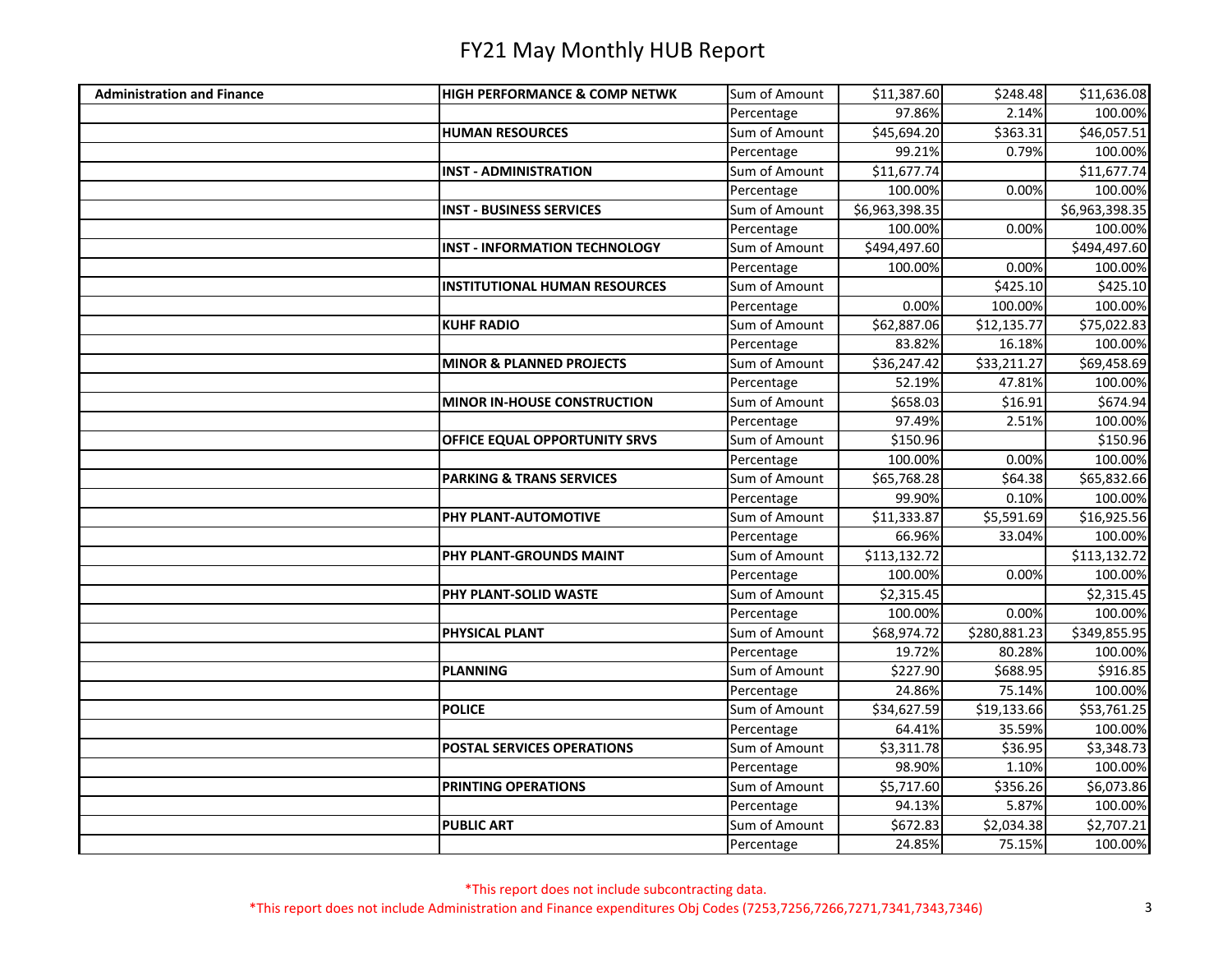# FY21 May Monthly HUB Report

| | | | | | |
|---|---|---|---|---|---|
| **Administration and Finance** | **HIGH PERFORMANCE & COMP NETWK** | Sum of Amount | $11,387.60 | $248.48 | $11,636.08 |
| | | Percentage | 97.86% | 2.14% | 100.00% |
| | **HUMAN RESOURCES** | Sum of Amount | $45,694.20 | $363.31 | $46,057.51 |
| | | Percentage | 99.21% | 0.79% | 100.00% |
| | **INST - ADMINISTRATION** | Sum of Amount | $11,677.74 | | $11,677.74 |
| | | Percentage | 100.00% | 0.00% | 100.00% |
| | **INST - BUSINESS SERVICES** | Sum of Amount | $6,963,398.35 | | $6,963,398.35 |
| | | Percentage | 100.00% | 0.00% | 100.00% |
| | **INST - INFORMATION TECHNOLOGY** | Sum of Amount | $494,497.60 | | $494,497.60 |
| | | Percentage | 100.00% | 0.00% | 100.00% |
| | **INSTITUTIONAL HUMAN RESOURCES** | Sum of Amount | | $425.10 | $425.10 |
| | | Percentage | 0.00% | 100.00% | 100.00% |
| | **KUHF RADIO** | Sum of Amount | $62,887.06 | $12,135.77 | $75,022.83 |
| | | Percentage | 83.82% | 16.18% | 100.00% |
| | **MINOR & PLANNED PROJECTS** | Sum of Amount | $36,247.42 | $33,211.27 | $69,458.69 |
| | | Percentage | 52.19% | 47.81% | 100.00% |
| | **MINOR IN-HOUSE CONSTRUCTION** | Sum of Amount | $658.03 | $16.91 | $674.94 |
| | | Percentage | 97.49% | 2.51% | 100.00% |
| | **OFFICE EQUAL OPPORTUNITY SRVS** | Sum of Amount | $150.96 | | $150.96 |
| | | Percentage | 100.00% | 0.00% | 100.00% |
| | **PARKING & TRANS SERVICES** | Sum of Amount | $65,768.28 | $64.38 | $65,832.66 |
| | | Percentage | 99.90% | 0.10% | 100.00% |
| | **PHY PLANT-AUTOMOTIVE** | Sum of Amount | $11,333.87 | $5,591.69 | $16,925.56 |
| | | Percentage | 66.96% | 33.04% | 100.00% |
| | **PHY PLANT-GROUNDS MAINT** | Sum of Amount | $113,132.72 | | $113,132.72 |
| | | Percentage | 100.00% | 0.00% | 100.00% |
| | **PHY PLANT-SOLID WASTE** | Sum of Amount | $2,315.45 | | $2,315.45 |
| | | Percentage | 100.00% | 0.00% | 100.00% |
| | **PHYSICAL PLANT** | Sum of Amount | $68,974.72 | $280,881.23 | $349,855.95 |
| | | Percentage | 19.72% | 80.28% | 100.00% |
| | **PLANNING** | Sum of Amount | $227.90 | $688.95 | $916.85 |
| | | Percentage | 24.86% | 75.14% | 100.00% |
| | **POLICE** | Sum of Amount | $34,627.59 | $19,133.66 | $53,761.25 |
| | | Percentage | 64.41% | 35.59% | 100.00% |
| | **POSTAL SERVICES OPERATIONS** | Sum of Amount | $3,311.78 | $36.95 | $3,348.73 |
| | | Percentage | 98.90% | 1.10% | 100.00% |
| | **PRINTING OPERATIONS** | Sum of Amount | $5,717.60 | $356.26 | $6,073.86 |
| | | Percentage | 94.13% | 5.87% | 100.00% |
| | **PUBLIC ART** | Sum of Amount | $672.83 | $2,034.38 | $2,707.21 |
| | | Percentage | 24.85% | 75.15% | 100.00% |

*This report does not include subcontracting data.

*This report does not include Administration and Finance expenditures Obj Codes (7253,7256,7266,7271,7341,7343,7346)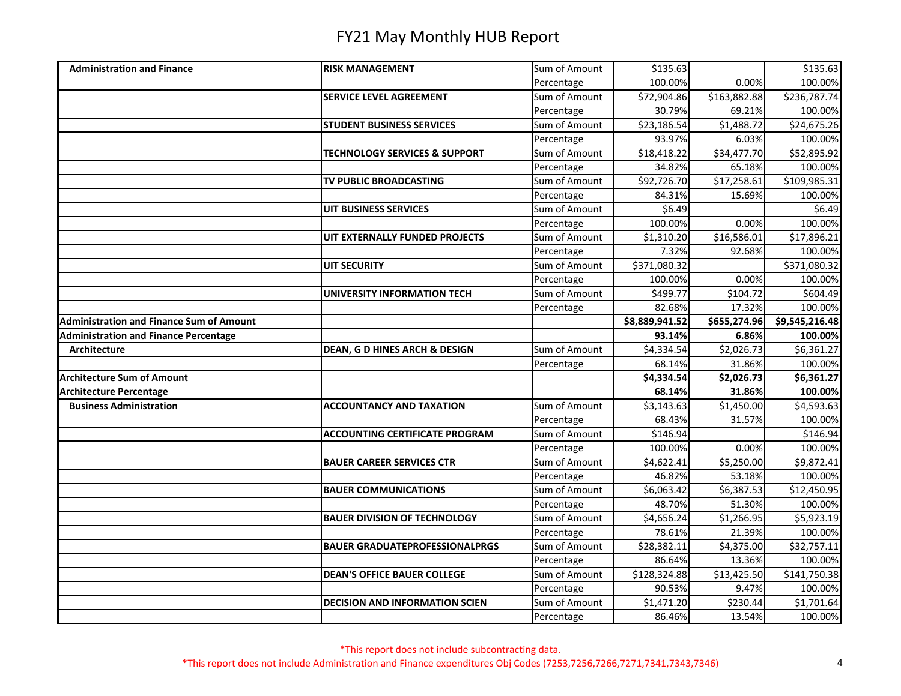# FY21 May Monthly HUB Report

| | | | | | |
|---|---|---|---|---|---|
| **Administration and Finance** | **RISK MANAGEMENT** | Sum of Amount | $135.63 | | $135.63 |
| | | Percentage | 100.00% | 0.00% | 100.00% |
| | **SERVICE LEVEL AGREEMENT** | Sum of Amount | $72,904.86 | $163,882.88 | $236,787.74 |
| | | Percentage | 30.79% | 69.21% | 100.00% |
| | **STUDENT BUSINESS SERVICES** | Sum of Amount | $23,186.54 | $1,488.72 | $24,675.26 |
| | | Percentage | 93.97% | 6.03% | 100.00% |
| | **TECHNOLOGY SERVICES & SUPPORT** | Sum of Amount | $18,418.22 | $34,477.70 | $52,895.92 |
| | | Percentage | 34.82% | 65.18% | 100.00% |
| | **TV PUBLIC BROADCASTING** | Sum of Amount | $92,726.70 | $17,258.61 | $109,985.31 |
| | | Percentage | 84.31% | 15.69% | 100.00% |
| | **UIT BUSINESS SERVICES** | Sum of Amount | $6.49 | | $6.49 |
| | | Percentage | 100.00% | 0.00% | 100.00% |
| | **UIT EXTERNALLY FUNDED PROJECTS** | Sum of Amount | $1,310.20 | $16,586.01 | $17,896.21 |
| | | Percentage | 7.32% | 92.68% | 100.00% |
| | **UIT SECURITY** | Sum of Amount | $371,080.32 | | $371,080.32 |
| | | Percentage | 100.00% | 0.00% | 100.00% |
| | **UNIVERSITY INFORMATION TECH** | Sum of Amount | $499.77 | $104.72 | $604.49 |
| | | Percentage | 82.68% | 17.32% | 100.00% |
| **Administration and Finance Sum of Amount** | | | **$8,889,941.52** | **$655,274.96** | **$9,545,216.48** |
| **Administration and Finance Percentage** | | | **93.14%** | **6.86%** | **100.00%** |
| **Architecture** | **DEAN, G D HINES ARCH & DESIGN** | Sum of Amount | $4,334.54 | $2,026.73 | $6,361.27 |
| | | Percentage | 68.14% | 31.86% | 100.00% |
| **Architecture Sum of Amount** | | | **$4,334.54** | **$2,026.73** | **$6,361.27** |
| **Architecture Percentage** | | | **68.14%** | **31.86%** | **100.00%** |
| **Business Administration** | **ACCOUNTANCY AND TAXATION** | Sum of Amount | $3,143.63 | $1,450.00 | $4,593.63 |
| | | Percentage | 68.43% | 31.57% | 100.00% |
| | **ACCOUNTING CERTIFICATE PROGRAM** | Sum of Amount | $146.94 | | $146.94 |
| | | Percentage | 100.00% | 0.00% | 100.00% |
| | **BAUER CAREER SERVICES CTR** | Sum of Amount | $4,622.41 | $5,250.00 | $9,872.41 |
| | | Percentage | 46.82% | 53.18% | 100.00% |
| | **BAUER COMMUNICATIONS** | Sum of Amount | $6,063.42 | $6,387.53 | $12,450.95 |
| | | Percentage | 48.70% | 51.30% | 100.00% |
| | **BAUER DIVISION OF TECHNOLOGY** | Sum of Amount | $4,656.24 | $1,266.95 | $5,923.19 |
| | | Percentage | 78.61% | 21.39% | 100.00% |
| | **BAUER GRADUATEPROFESSIONALPRGS** | Sum of Amount | $28,382.11 | $4,375.00 | $32,757.11 |
| | | Percentage | 86.64% | 13.36% | 100.00% |
| | **DEAN'S OFFICE BAUER COLLEGE** | Sum of Amount | $128,324.88 | $13,425.50 | $141,750.38 |
| | | Percentage | 90.53% | 9.47% | 100.00% |
| | **DECISION AND INFORMATION SCIEN** | Sum of Amount | $1,471.20 | $230.44 | $1,701.64 |
| | | Percentage | 86.46% | 13.54% | 100.00% |

*This report does not include subcontracting data.

*This report does not include Administration and Finance expenditures Obj Codes (7253,7256,7266,7271,7341,7343,7346)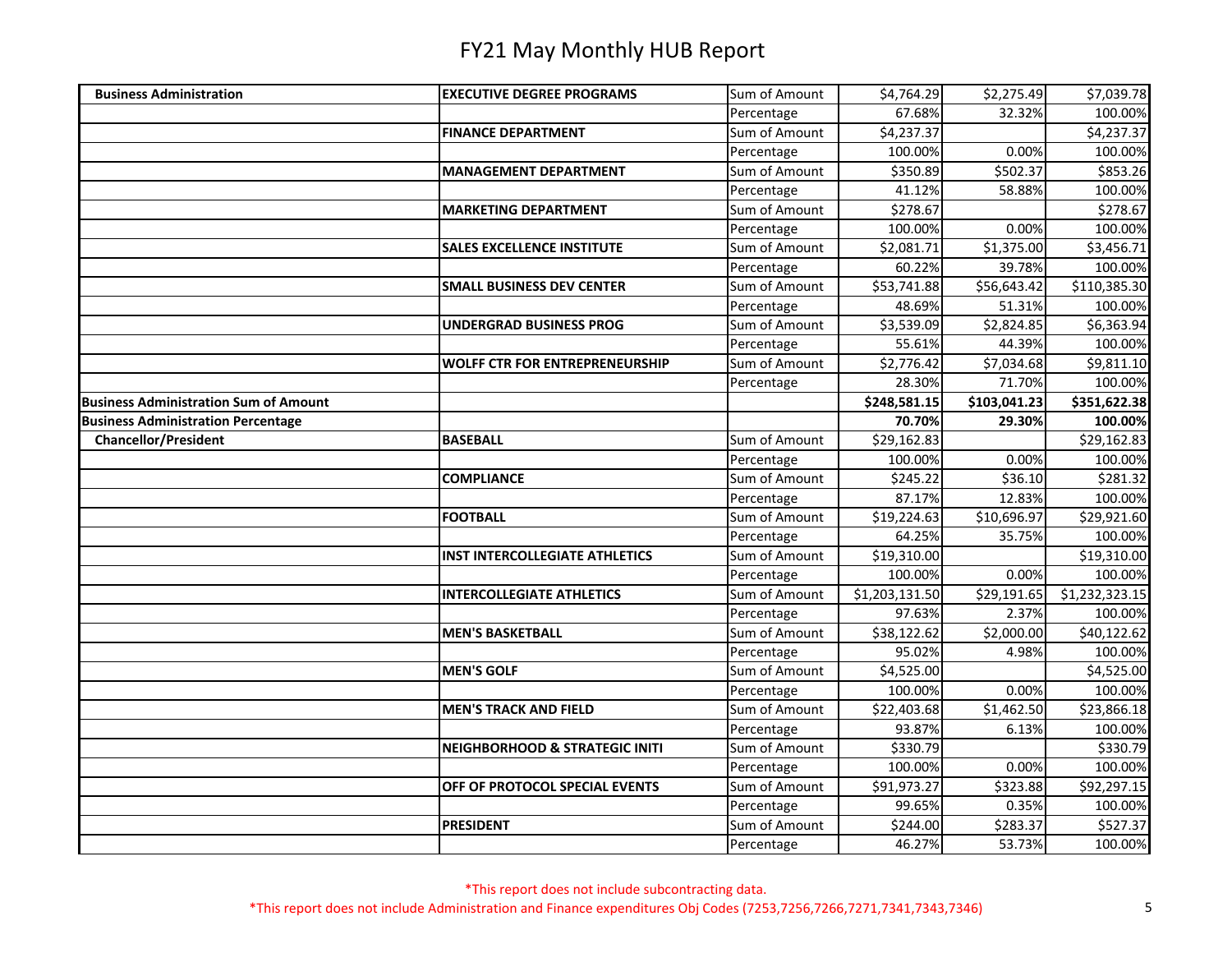# FY21 May Monthly HUB Report

| | | | | | |
|---|---|---|---|---|---|
| **Business Administration** | **EXECUTIVE DEGREE PROGRAMS** | Sum of Amount | $4,764.29 | $2,275.49 | $7,039.78 |
| | | Percentage | 67.68% | 32.32% | 100.00% |
| | **FINANCE DEPARTMENT** | Sum of Amount | $4,237.37 | | $4,237.37 |
| | | Percentage | 100.00% | 0.00% | 100.00% |
| | **MANAGEMENT DEPARTMENT** | Sum of Amount | $350.89 | $502.37 | $853.26 |
| | | Percentage | 41.12% | 58.88% | 100.00% |
| | **MARKETING DEPARTMENT** | Sum of Amount | $278.67 | | $278.67 |
| | | Percentage | 100.00% | 0.00% | 100.00% |
| | **SALES EXCELLENCE INSTITUTE** | Sum of Amount | $2,081.71 | $1,375.00 | $3,456.71 |
| | | Percentage | 60.22% | 39.78% | 100.00% |
| | **SMALL BUSINESS DEV CENTER** | Sum of Amount | $53,741.88 | $56,643.42 | $110,385.30 |
| | | Percentage | 48.69% | 51.31% | 100.00% |
| | **UNDERGRAD BUSINESS PROG** | Sum of Amount | $3,539.09 | $2,824.85 | $6,363.94 |
| | | Percentage | 55.61% | 44.39% | 100.00% |
| | **WOLFF CTR FOR ENTREPRENEURSHIP** | Sum of Amount | $2,776.42 | $7,034.68 | $9,811.10 |
| | | Percentage | 28.30% | 71.70% | 100.00% |
| **Business Administration Sum of Amount** | | | **$248,581.15** | **$103,041.23** | **$351,622.38** |
| **Business Administration Percentage** | | | **70.70%** | **29.30%** | **100.00%** |
| **Chancellor/President** | **BASEBALL** | Sum of Amount | $29,162.83 | | $29,162.83 |
| | | Percentage | 100.00% | 0.00% | 100.00% |
| | **COMPLIANCE** | Sum of Amount | $245.22 | $36.10 | $281.32 |
| | | Percentage | 87.17% | 12.83% | 100.00% |
| | **FOOTBALL** | Sum of Amount | $19,224.63 | $10,696.97 | $29,921.60 |
| | | Percentage | 64.25% | 35.75% | 100.00% |
| | **INST INTERCOLLEGIATE ATHLETICS** | Sum of Amount | $19,310.00 | | $19,310.00 |
| | | Percentage | 100.00% | 0.00% | 100.00% |
| | **INTERCOLLEGIATE ATHLETICS** | Sum of Amount | $1,203,131.50 | $29,191.65 | $1,232,323.15 |
| | | Percentage | 97.63% | 2.37% | 100.00% |
| | **MEN'S BASKETBALL** | Sum of Amount | $38,122.62 | $2,000.00 | $40,122.62 |
| | | Percentage | 95.02% | 4.98% | 100.00% |
| | **MEN'S GOLF** | Sum of Amount | $4,525.00 | | $4,525.00 |
| | | Percentage | 100.00% | 0.00% | 100.00% |
| | **MEN'S TRACK AND FIELD** | Sum of Amount | $22,403.68 | $1,462.50 | $23,866.18 |
| | | Percentage | 93.87% | 6.13% | 100.00% |
| | **NEIGHBORHOOD & STRATEGIC INITI** | Sum of Amount | $330.79 | | $330.79 |
| | | Percentage | 100.00% | 0.00% | 100.00% |
| | **OFF OF PROTOCOL SPECIAL EVENTS** | Sum of Amount | $91,973.27 | $323.88 | $92,297.15 |
| | | Percentage | 99.65% | 0.35% | 100.00% |
| | **PRESIDENT** | Sum of Amount | $244.00 | $283.37 | $527.37 |
| | | Percentage | 46.27% | 53.73% | 100.00% |

*This report does not include subcontracting data.

*This report does not include Administration and Finance expenditures Obj Codes (7253,7256,7266,7271,7341,7343,7346)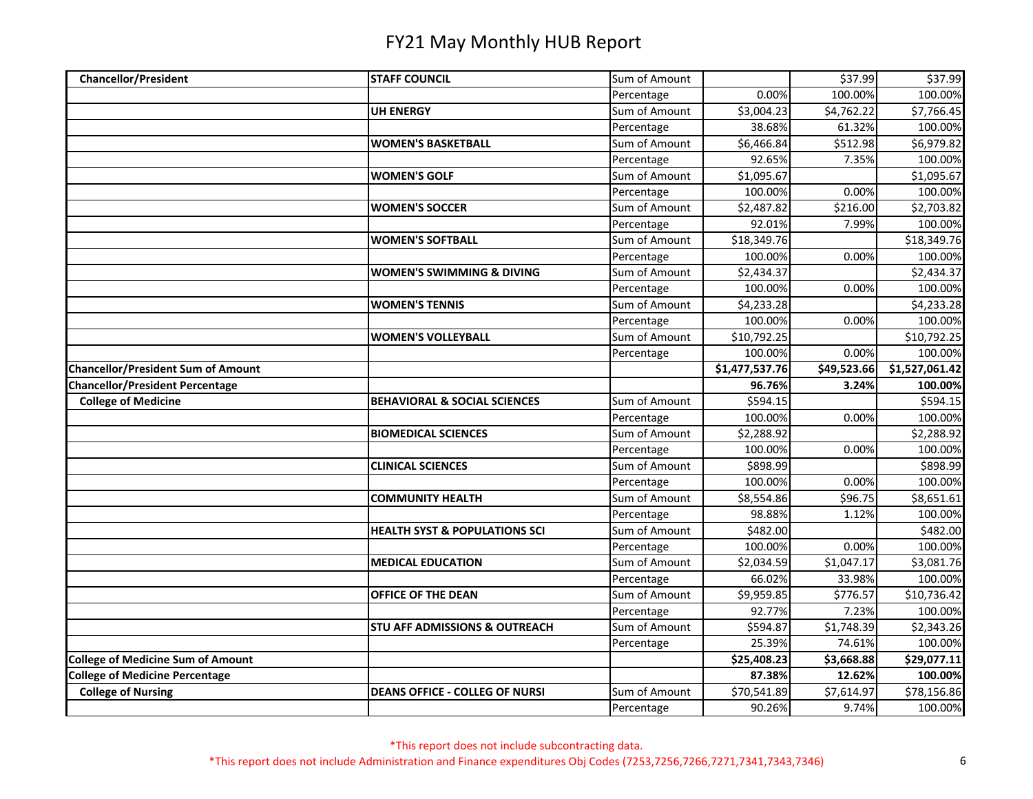# FY21 May Monthly HUB Report

| | | | | | |
|---|---|---|---|---|---|
| **Chancellor/President** | **STAFF COUNCIL** | Sum of Amount | | $37.99 | $37.99 |
| | | Percentage | 0.00% | 100.00% | 100.00% |
| | **UH ENERGY** | Sum of Amount | $3,004.23 | $4,762.22 | $7,766.45 |
| | | Percentage | 38.68% | 61.32% | 100.00% |
| | **WOMEN'S BASKETBALL** | Sum of Amount | $6,466.84 | $512.98 | $6,979.82 |
| | | Percentage | 92.65% | 7.35% | 100.00% |
| | **WOMEN'S GOLF** | Sum of Amount | $1,095.67 | | $1,095.67 |
| | | Percentage | 100.00% | 0.00% | 100.00% |
| | **WOMEN'S SOCCER** | Sum of Amount | $2,487.82 | $216.00 | $2,703.82 |
| | | Percentage | 92.01% | 7.99% | 100.00% |
| | **WOMEN'S SOFTBALL** | Sum of Amount | $18,349.76 | | $18,349.76 |
| | | Percentage | 100.00% | 0.00% | 100.00% |
| | **WOMEN'S SWIMMING & DIVING** | Sum of Amount | $2,434.37 | | $2,434.37 |
| | | Percentage | 100.00% | 0.00% | 100.00% |
| | **WOMEN'S TENNIS** | Sum of Amount | $4,233.28 | | $4,233.28 |
| | | Percentage | 100.00% | 0.00% | 100.00% |
| | **WOMEN'S VOLLEYBALL** | Sum of Amount | $10,792.25 | | $10,792.25 |
| | | Percentage | 100.00% | 0.00% | 100.00% |
| **Chancellor/President Sum of Amount** | | | **$1,477,537.76** | **$49,523.66** | **$1,527,061.42** |
| **Chancellor/President Percentage** | | | **96.76%** | **3.24%** | **100.00%** |
| **College of Medicine** | **BEHAVIORAL & SOCIAL SCIENCES** | Sum of Amount | $594.15 | | $594.15 |
| | | Percentage | 100.00% | 0.00% | 100.00% |
| | **BIOMEDICAL SCIENCES** | Sum of Amount | $2,288.92 | | $2,288.92 |
| | | Percentage | 100.00% | 0.00% | 100.00% |
| | **CLINICAL SCIENCES** | Sum of Amount | $898.99 | | $898.99 |
| | | Percentage | 100.00% | 0.00% | 100.00% |
| | **COMMUNITY HEALTH** | Sum of Amount | $8,554.86 | $96.75 | $8,651.61 |
| | | Percentage | 98.88% | 1.12% | 100.00% |
| | **HEALTH SYST & POPULATIONS SCI** | Sum of Amount | $482.00 | | $482.00 |
| | | Percentage | 100.00% | 0.00% | 100.00% |
| | **MEDICAL EDUCATION** | Sum of Amount | $2,034.59 | $1,047.17 | $3,081.76 |
| | | Percentage | 66.02% | 33.98% | 100.00% |
| | **OFFICE OF THE DEAN** | Sum of Amount | $9,959.85 | $776.57 | $10,736.42 |
| | | Percentage | 92.77% | 7.23% | 100.00% |
| | **STU AFF ADMISSIONS & OUTREACH** | Sum of Amount | $594.87 | $1,748.39 | $2,343.26 |
| | | Percentage | 25.39% | 74.61% | 100.00% |
| **College of Medicine Sum of Amount** | | | **$25,408.23** | **$3,668.88** | **$29,077.11** |
| **College of Medicine Percentage** | | | **87.38%** | **12.62%** | **100.00%** |
| **College of Nursing** | **DEANS OFFICE - COLLEG OF NURSI** | Sum of Amount | $70,541.89 | $7,614.97 | $78,156.86 |
| | | Percentage | 90.26% | 9.74% | 100.00% |

*This report does not include subcontracting data.

*This report does not include Administration and Finance expenditures Obj Codes (7253,7256,7266,7271,7341,7343,7346)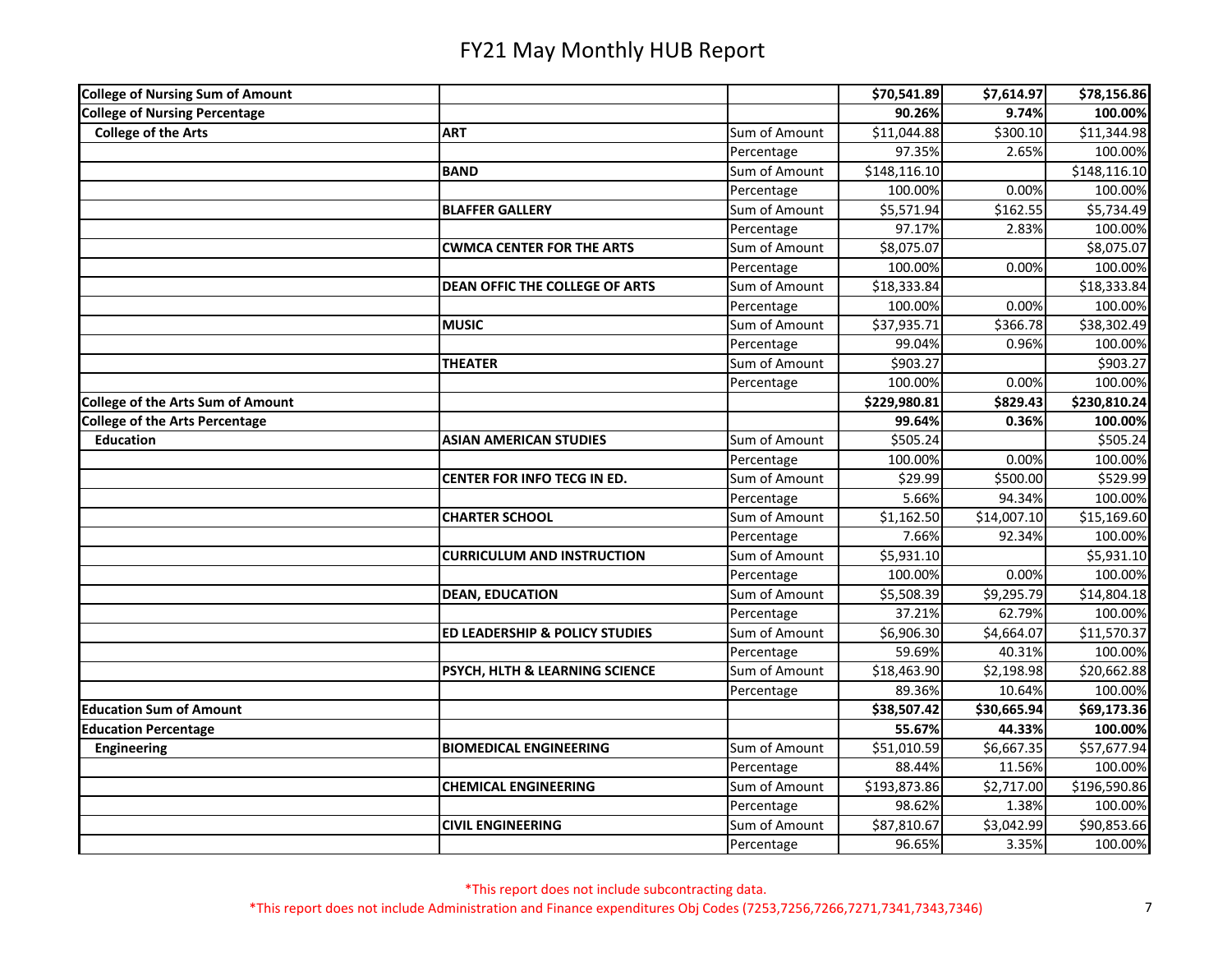# FY21 May Monthly HUB Report

| | | | | | |
|---|---|---|---|---|---|
| **College of Nursing Sum of Amount** | | | **$70,541.89** | **$7,614.97** | **$78,156.86** |
| **College of Nursing Percentage** | | | **90.26%** | **9.74%** | **100.00%** |
| **College of the Arts** | **ART** | Sum of Amount | $11,044.88 | $300.10 | $11,344.98 |
| | | Percentage | 97.35% | 2.65% | 100.00% |
| | **BAND** | Sum of Amount | $148,116.10 | | $148,116.10 |
| | | Percentage | 100.00% | 0.00% | 100.00% |
| | **BLAFFER GALLERY** | Sum of Amount | $5,571.94 | $162.55 | $5,734.49 |
| | | Percentage | 97.17% | 2.83% | 100.00% |
| | **CWMCA CENTER FOR THE ARTS** | Sum of Amount | $8,075.07 | | $8,075.07 |
| | | Percentage | 100.00% | 0.00% | 100.00% |
| | **DEAN OFFIC THE COLLEGE OF ARTS** | Sum of Amount | $18,333.84 | | $18,333.84 |
| | | Percentage | 100.00% | 0.00% | 100.00% |
| | **MUSIC** | Sum of Amount | $37,935.71 | $366.78 | $38,302.49 |
| | | Percentage | 99.04% | 0.96% | 100.00% |
| | **THEATER** | Sum of Amount | $903.27 | | $903.27 |
| | | Percentage | 100.00% | 0.00% | 100.00% |
| **College of the Arts Sum of Amount** | | | **$229,980.81** | **$829.43** | **$230,810.24** |
| **College of the Arts Percentage** | | | **99.64%** | **0.36%** | **100.00%** |
| **Education** | **ASIAN AMERICAN STUDIES** | Sum of Amount | $505.24 | | $505.24 |
| | | Percentage | 100.00% | 0.00% | 100.00% |
| | **CENTER FOR INFO TECG IN ED.** | Sum of Amount | $29.99 | $500.00 | $529.99 |
| | | Percentage | 5.66% | 94.34% | 100.00% |
| | **CHARTER SCHOOL** | Sum of Amount | $1,162.50 | $14,007.10 | $15,169.60 |
| | | Percentage | 7.66% | 92.34% | 100.00% |
| | **CURRICULUM AND INSTRUCTION** | Sum of Amount | $5,931.10 | | $5,931.10 |
| | | Percentage | 100.00% | 0.00% | 100.00% |
| | **DEAN, EDUCATION** | Sum of Amount | $5,508.39 | $9,295.79 | $14,804.18 |
| | | Percentage | 37.21% | 62.79% | 100.00% |
| | **ED LEADERSHIP & POLICY STUDIES** | Sum of Amount | $6,906.30 | $4,664.07 | $11,570.37 |
| | | Percentage | 59.69% | 40.31% | 100.00% |
| | **PSYCH, HLTH & LEARNING SCIENCE** | Sum of Amount | $18,463.90 | $2,198.98 | $20,662.88 |
| | | Percentage | 89.36% | 10.64% | 100.00% |
| **Education Sum of Amount** | | | **$38,507.42** | **$30,665.94** | **$69,173.36** |
| **Education Percentage** | | | **55.67%** | **44.33%** | **100.00%** |
| **Engineering** | **BIOMEDICAL ENGINEERING** | Sum of Amount | $51,010.59 | $6,667.35 | $57,677.94 |
| | | Percentage | 88.44% | 11.56% | 100.00% |
| | **CHEMICAL ENGINEERING** | Sum of Amount | $193,873.86 | $2,717.00 | $196,590.86 |
| | | Percentage | 98.62% | 1.38% | 100.00% |
| | **CIVIL ENGINEERING** | Sum of Amount | $87,810.67 | $3,042.99 | $90,853.66 |
| | | Percentage | 96.65% | 3.35% | 100.00% |

*This report does not include subcontracting data.

*This report does not include Administration and Finance expenditures Obj Codes (7253,7256,7266,7271,7341,7343,7346)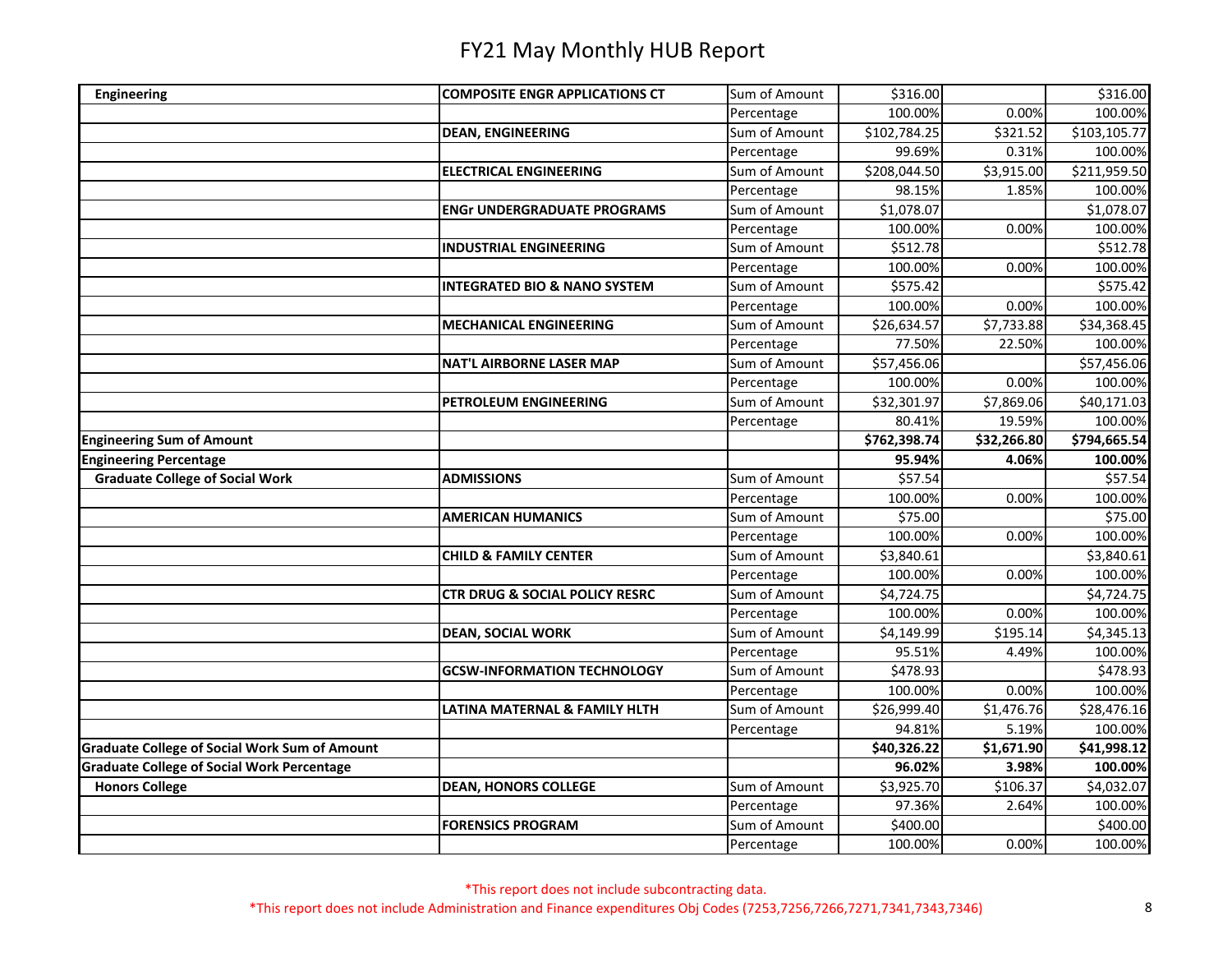# FY21 May Monthly HUB Report

| | | | | | |
|---|---|---|---|---|---|
| **Engineering** | **COMPOSITE ENGR APPLICATIONS CT** | Sum of Amount | $316.00 | | $316.00 |
| | | Percentage | 100.00% | 0.00% | 100.00% |
| | **DEAN, ENGINEERING** | Sum of Amount | $102,784.25 | $321.52 | $103,105.77 |
| | | Percentage | 99.69% | 0.31% | 100.00% |
| | **ELECTRICAL ENGINEERING** | Sum of Amount | $208,044.50 | $3,915.00 | $211,959.50 |
| | | Percentage | 98.15% | 1.85% | 100.00% |
| | **ENGr UNDERGRADUATE PROGRAMS** | Sum of Amount | $1,078.07 | | $1,078.07 |
| | | Percentage | 100.00% | 0.00% | 100.00% |
| | **INDUSTRIAL ENGINEERING** | Sum of Amount | $512.78 | | $512.78 |
| | | Percentage | 100.00% | 0.00% | 100.00% |
| | **INTEGRATED BIO & NANO SYSTEM** | Sum of Amount | $575.42 | | $575.42 |
| | | Percentage | 100.00% | 0.00% | 100.00% |
| | **MECHANICAL ENGINEERING** | Sum of Amount | $26,634.57 | $7,733.88 | $34,368.45 |
| | | Percentage | 77.50% | 22.50% | 100.00% |
| | **NAT'L AIRBORNE LASER MAP** | Sum of Amount | $57,456.06 | | $57,456.06 |
| | | Percentage | 100.00% | 0.00% | 100.00% |
| | **PETROLEUM ENGINEERING** | Sum of Amount | $32,301.97 | $7,869.06 | $40,171.03 |
| | | Percentage | 80.41% | 19.59% | 100.00% |
| **Engineering Sum of Amount** | | | **$762,398.74** | **$32,266.80** | **$794,665.54** |
| **Engineering Percentage** | | | **95.94%** | **4.06%** | **100.00%** |
| **Graduate College of Social Work** | **ADMISSIONS** | Sum of Amount | $57.54 | | $57.54 |
| | | Percentage | 100.00% | 0.00% | 100.00% |
| | **AMERICAN HUMANICS** | Sum of Amount | $75.00 | | $75.00 |
| | | Percentage | 100.00% | 0.00% | 100.00% |
| | **CHILD & FAMILY CENTER** | Sum of Amount | $3,840.61 | | $3,840.61 |
| | | Percentage | 100.00% | 0.00% | 100.00% |
| | **CTR DRUG & SOCIAL POLICY RESRC** | Sum of Amount | $4,724.75 | | $4,724.75 |
| | | Percentage | 100.00% | 0.00% | 100.00% |
| | **DEAN, SOCIAL WORK** | Sum of Amount | $4,149.99 | $195.14 | $4,345.13 |
| | | Percentage | 95.51% | 4.49% | 100.00% |
| | **GCSW-INFORMATION TECHNOLOGY** | Sum of Amount | $478.93 | | $478.93 |
| | | Percentage | 100.00% | 0.00% | 100.00% |
| | **LATINA MATERNAL & FAMILY HLTH** | Sum of Amount | $26,999.40 | $1,476.76 | $28,476.16 |
| | | Percentage | 94.81% | 5.19% | 100.00% |
| **Graduate College of Social Work Sum of Amount** | | | **$40,326.22** | **$1,671.90** | **$41,998.12** |
| **Graduate College of Social Work Percentage** | | | **96.02%** | **3.98%** | **100.00%** |
| **Honors College** | **DEAN, HONORS COLLEGE** | Sum of Amount | $3,925.70 | $106.37 | $4,032.07 |
| | | Percentage | 97.36% | 2.64% | 100.00% |
| | **FORENSICS PROGRAM** | Sum of Amount | $400.00 | | $400.00 |
| | | Percentage | 100.00% | 0.00% | 100.00% |

*This report does not include subcontracting data.

*This report does not include Administration and Finance expenditures Obj Codes (7253,7256,7266,7271,7341,7343,7346)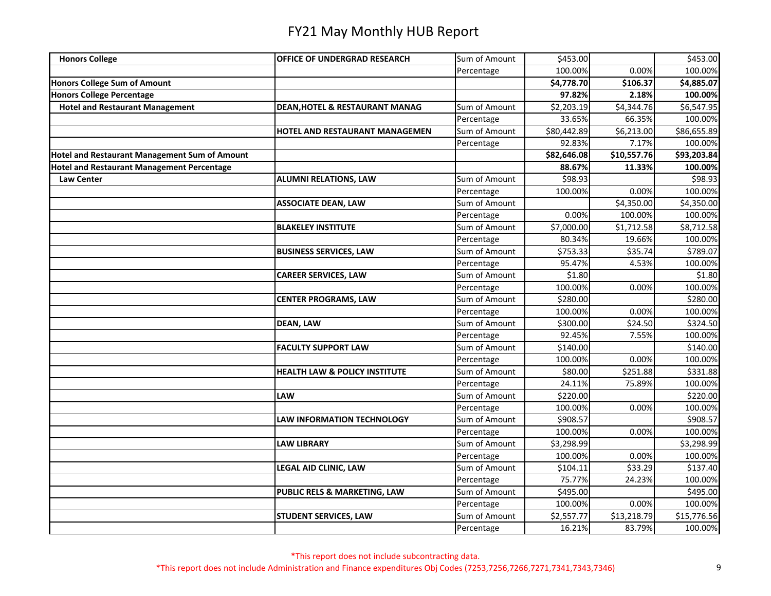# FY21 May Monthly HUB Report

| | | | | | |
|---|---|---|---|---|---|
| **Honors College** | **OFFICE OF UNDERGRAD RESEARCH** | Sum of Amount | $453.00 | | $453.00 |
| | | Percentage | 100.00% | 0.00% | 100.00% |
| **Honors College Sum of Amount** | | | **$4,778.70** | **$106.37** | **$4,885.07** |
| **Honors College Percentage** | | | **97.82%** | **2.18%** | **100.00%** |
| **Hotel and Restaurant Management** | **DEAN,HOTEL & RESTAURANT MANAG** | Sum of Amount | $2,203.19 | $4,344.76 | $6,547.95 |
| | | Percentage | 33.65% | 66.35% | 100.00% |
| | **HOTEL AND RESTAURANT MANAGEMEN** | Sum of Amount | $80,442.89 | $6,213.00 | $86,655.89 |
| | | Percentage | 92.83% | 7.17% | 100.00% |
| **Hotel and Restaurant Management Sum of Amount** | | | **$82,646.08** | **$10,557.76** | **$93,203.84** |
| **Hotel and Restaurant Management Percentage** | | | **88.67%** | **11.33%** | **100.00%** |
| **Law Center** | **ALUMNI RELATIONS, LAW** | Sum of Amount | $98.93 | | $98.93 |
| | | Percentage | 100.00% | 0.00% | 100.00% |
| | **ASSOCIATE DEAN, LAW** | Sum of Amount | | $4,350.00 | $4,350.00 |
| | | Percentage | 0.00% | 100.00% | 100.00% |
| | **BLAKELEY INSTITUTE** | Sum of Amount | $7,000.00 | $1,712.58 | $8,712.58 |
| | | Percentage | 80.34% | 19.66% | 100.00% |
| | **BUSINESS SERVICES, LAW** | Sum of Amount | $753.33 | $35.74 | $789.07 |
| | | Percentage | 95.47% | 4.53% | 100.00% |
| | **CAREER SERVICES, LAW** | Sum of Amount | $1.80 | | $1.80 |
| | | Percentage | 100.00% | 0.00% | 100.00% |
| | **CENTER PROGRAMS, LAW** | Sum of Amount | $280.00 | | $280.00 |
| | | Percentage | 100.00% | 0.00% | 100.00% |
| | **DEAN, LAW** | Sum of Amount | $300.00 | $24.50 | $324.50 |
| | | Percentage | 92.45% | 7.55% | 100.00% |
| | **FACULTY SUPPORT LAW** | Sum of Amount | $140.00 | | $140.00 |
| | | Percentage | 100.00% | 0.00% | 100.00% |
| | **HEALTH LAW & POLICY INSTITUTE** | Sum of Amount | $80.00 | $251.88 | $331.88 |
| | | Percentage | 24.11% | 75.89% | 100.00% |
| | **LAW** | Sum of Amount | $220.00 | | $220.00 |
| | | Percentage | 100.00% | 0.00% | 100.00% |
| | **LAW INFORMATION TECHNOLOGY** | Sum of Amount | $908.57 | | $908.57 |
| | | Percentage | 100.00% | 0.00% | 100.00% |
| | **LAW LIBRARY** | Sum of Amount | $3,298.99 | | $3,298.99 |
| | | Percentage | 100.00% | 0.00% | 100.00% |
| | **LEGAL AID CLINIC, LAW** | Sum of Amount | $104.11 | $33.29 | $137.40 |
| | | Percentage | 75.77% | 24.23% | 100.00% |
| | **PUBLIC RELS & MARKETING, LAW** | Sum of Amount | $495.00 | | $495.00 |
| | | Percentage | 100.00% | 0.00% | 100.00% |
| | **STUDENT SERVICES, LAW** | Sum of Amount | $2,557.77 | $13,218.79 | $15,776.56 |
| | | Percentage | 16.21% | 83.79% | 100.00% |

*This report does not include subcontracting data.

*This report does not include Administration and Finance expenditures Obj Codes (7253,7256,7266,7271,7341,7343,7346)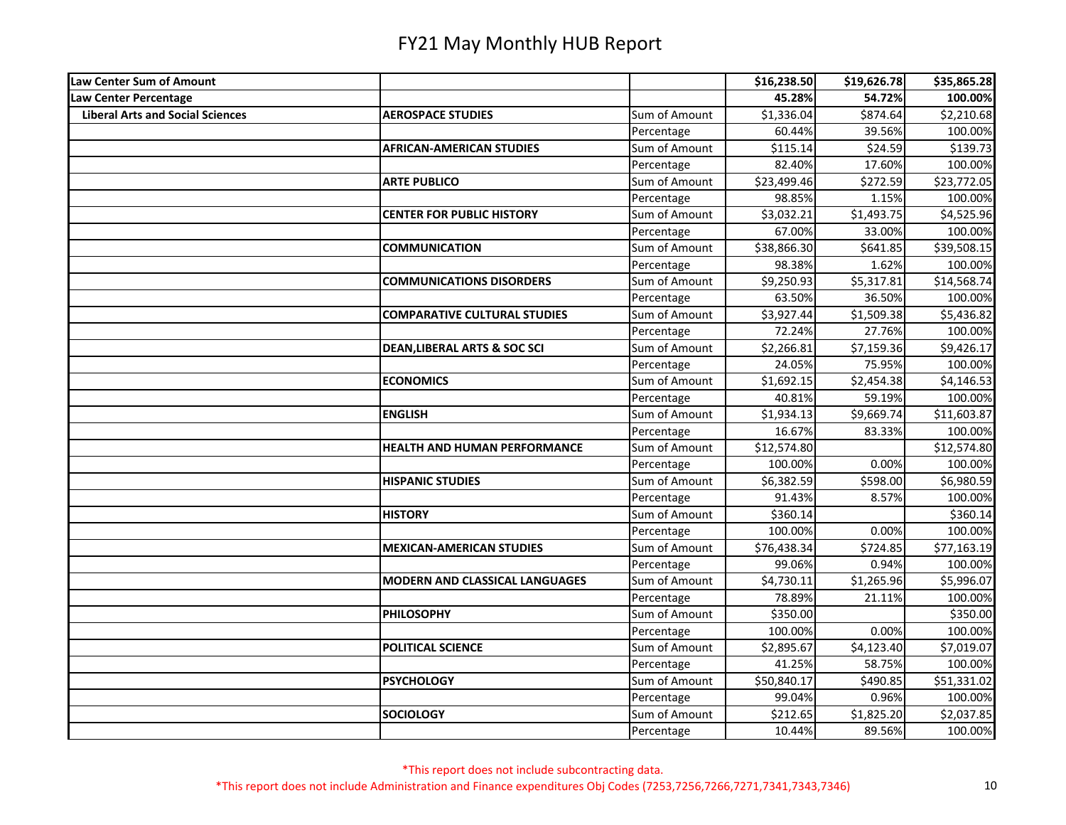# FY21 May Monthly HUB Report

| | | | | | |
|---|---|---|---|---|---|
| **Law Center Sum of Amount** | | | **$16,238.50** | **$19,626.78** | **$35,865.28** |
| **Law Center Percentage** | | | **45.28%** | **54.72%** | **100.00%** |
| **Liberal Arts and Social Sciences** | **AEROSPACE STUDIES** | Sum of Amount | $1,336.04 | $874.64 | $2,210.68 |
| | | Percentage | 60.44% | 39.56% | 100.00% |
| | **AFRICAN-AMERICAN STUDIES** | Sum of Amount | $115.14 | $24.59 | $139.73 |
| | | Percentage | 82.40% | 17.60% | 100.00% |
| | **ARTE PUBLICO** | Sum of Amount | $23,499.46 | $272.59 | $23,772.05 |
| | | Percentage | 98.85% | 1.15% | 100.00% |
| | **CENTER FOR PUBLIC HISTORY** | Sum of Amount | $3,032.21 | $1,493.75 | $4,525.96 |
| | | Percentage | 67.00% | 33.00% | 100.00% |
| | **COMMUNICATION** | Sum of Amount | $38,866.30 | $641.85 | $39,508.15 |
| | | Percentage | 98.38% | 1.62% | 100.00% |
| | **COMMUNICATIONS DISORDERS** | Sum of Amount | $9,250.93 | $5,317.81 | $14,568.74 |
| | | Percentage | 63.50% | 36.50% | 100.00% |
| | **COMPARATIVE CULTURAL STUDIES** | Sum of Amount | $3,927.44 | $1,509.38 | $5,436.82 |
| | | Percentage | 72.24% | 27.76% | 100.00% |
| | **DEAN,LIBERAL ARTS & SOC SCI** | Sum of Amount | $2,266.81 | $7,159.36 | $9,426.17 |
| | | Percentage | 24.05% | 75.95% | 100.00% |
| | **ECONOMICS** | Sum of Amount | $1,692.15 | $2,454.38 | $4,146.53 |
| | | Percentage | 40.81% | 59.19% | 100.00% |
| | **ENGLISH** | Sum of Amount | $1,934.13 | $9,669.74 | $11,603.87 |
| | | Percentage | 16.67% | 83.33% | 100.00% |
| | **HEALTH AND HUMAN PERFORMANCE** | Sum of Amount | $12,574.80 | | $12,574.80 |
| | | Percentage | 100.00% | 0.00% | 100.00% |
| | **HISPANIC STUDIES** | Sum of Amount | $6,382.59 | $598.00 | $6,980.59 |
| | | Percentage | 91.43% | 8.57% | 100.00% |
| | **HISTORY** | Sum of Amount | $360.14 | | $360.14 |
| | | Percentage | 100.00% | 0.00% | 100.00% |
| | **MEXICAN-AMERICAN STUDIES** | Sum of Amount | $76,438.34 | $724.85 | $77,163.19 |
| | | Percentage | 99.06% | 0.94% | 100.00% |
| | **MODERN AND CLASSICAL LANGUAGES** | Sum of Amount | $4,730.11 | $1,265.96 | $5,996.07 |
| | | Percentage | 78.89% | 21.11% | 100.00% |
| | **PHILOSOPHY** | Sum of Amount | $350.00 | | $350.00 |
| | | Percentage | 100.00% | 0.00% | 100.00% |
| | **POLITICAL SCIENCE** | Sum of Amount | $2,895.67 | $4,123.40 | $7,019.07 |
| | | Percentage | 41.25% | 58.75% | 100.00% |
| | **PSYCHOLOGY** | Sum of Amount | $50,840.17 | $490.85 | $51,331.02 |
| | | Percentage | 99.04% | 0.96% | 100.00% |
| | **SOCIOLOGY** | Sum of Amount | $212.65 | $1,825.20 | $2,037.85 |
| | | Percentage | 10.44% | 89.56% | 100.00% |

*This report does not include subcontracting data.

*This report does not include Administration and Finance expenditures Obj Codes (7253,7256,7266,7271,7341,7343,7346)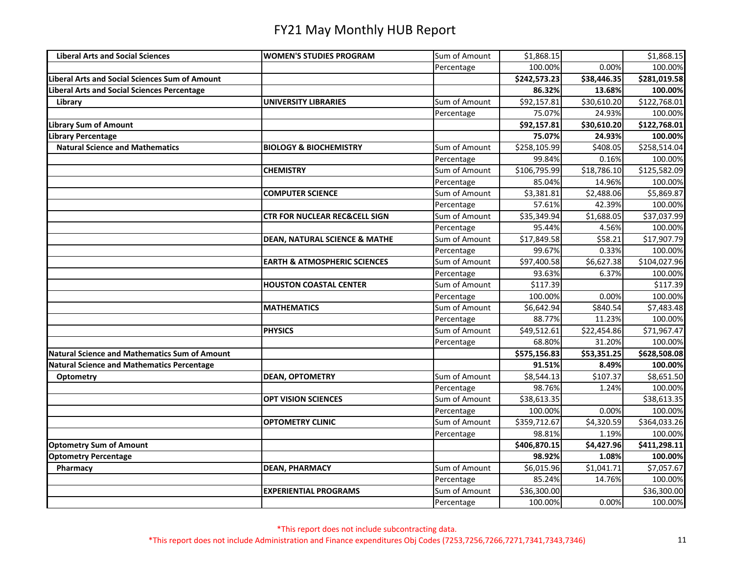# FY21 May Monthly HUB Report

| | | | | | |
|---|---|---|---|---|---|
| **Liberal Arts and Social Sciences** | **WOMEN'S STUDIES PROGRAM** | Sum of Amount | $1,868.15 | | $1,868.15 |
| | | Percentage | 100.00% | 0.00% | 100.00% |
| **Liberal Arts and Social Sciences Sum of Amount** | | | **$242,573.23** | **$38,446.35** | **$281,019.58** |
| **Liberal Arts and Social Sciences Percentage** | | | **86.32%** | **13.68%** | **100.00%** |
| **Library** | **UNIVERSITY LIBRARIES** | Sum of Amount | $92,157.81 | $30,610.20 | $122,768.01 |
| | | Percentage | 75.07% | 24.93% | 100.00% |
| **Library Sum of Amount** | | | **$92,157.81** | **$30,610.20** | **$122,768.01** |
| **Library Percentage** | | | **75.07%** | **24.93%** | **100.00%** |
| **Natural Science and Mathematics** | **BIOLOGY & BIOCHEMISTRY** | Sum of Amount | $258,105.99 | $408.05 | $258,514.04 |
| | | Percentage | 99.84% | 0.16% | 100.00% |
| | **CHEMISTRY** | Sum of Amount | $106,795.99 | $18,786.10 | $125,582.09 |
| | | Percentage | 85.04% | 14.96% | 100.00% |
| | **COMPUTER SCIENCE** | Sum of Amount | $3,381.81 | $2,488.06 | $5,869.87 |
| | | Percentage | 57.61% | 42.39% | 100.00% |
| | **CTR FOR NUCLEAR REC&CELL SIGN** | Sum of Amount | $35,349.94 | $1,688.05 | $37,037.99 |
| | | Percentage | 95.44% | 4.56% | 100.00% |
| | **DEAN, NATURAL SCIENCE & MATHE** | Sum of Amount | $17,849.58 | $58.21 | $17,907.79 |
| | | Percentage | 99.67% | 0.33% | 100.00% |
| | **EARTH & ATMOSPHERIC SCIENCES** | Sum of Amount | $97,400.58 | $6,627.38 | $104,027.96 |
| | | Percentage | 93.63% | 6.37% | 100.00% |
| | **HOUSTON COASTAL CENTER** | Sum of Amount | $117.39 | | $117.39 |
| | | Percentage | 100.00% | 0.00% | 100.00% |
| | **MATHEMATICS** | Sum of Amount | $6,642.94 | $840.54 | $7,483.48 |
| | | Percentage | 88.77% | 11.23% | 100.00% |
| | **PHYSICS** | Sum of Amount | $49,512.61 | $22,454.86 | $71,967.47 |
| | | Percentage | 68.80% | 31.20% | 100.00% |
| **Natural Science and Mathematics Sum of Amount** | | | **$575,156.83** | **$53,351.25** | **$628,508.08** |
| **Natural Science and Mathematics Percentage** | | | **91.51%** | **8.49%** | **100.00%** |
| **Optometry** | **DEAN, OPTOMETRY** | Sum of Amount | $8,544.13 | $107.37 | $8,651.50 |
| | | Percentage | 98.76% | 1.24% | 100.00% |
| | **OPT VISION SCIENCES** | Sum of Amount | $38,613.35 | | $38,613.35 |
| | | Percentage | 100.00% | 0.00% | 100.00% |
| | **OPTOMETRY CLINIC** | Sum of Amount | $359,712.67 | $4,320.59 | $364,033.26 |
| | | Percentage | 98.81% | 1.19% | 100.00% |
| **Optometry Sum of Amount** | | | **$406,870.15** | **$4,427.96** | **$411,298.11** |
| **Optometry Percentage** | | | **98.92%** | **1.08%** | **100.00%** |
| **Pharmacy** | **DEAN, PHARMACY** | Sum of Amount | $6,015.96 | $1,041.71 | $7,057.67 |
| | | Percentage | 85.24% | 14.76% | 100.00% |
| | **EXPERIENTIAL PROGRAMS** | Sum of Amount | $36,300.00 | | $36,300.00 |
| | | Percentage | 100.00% | 0.00% | 100.00% |

*This report does not include subcontracting data.

*This report does not include Administration and Finance expenditures Obj Codes (7253,7256,7266,7271,7341,7343,7346)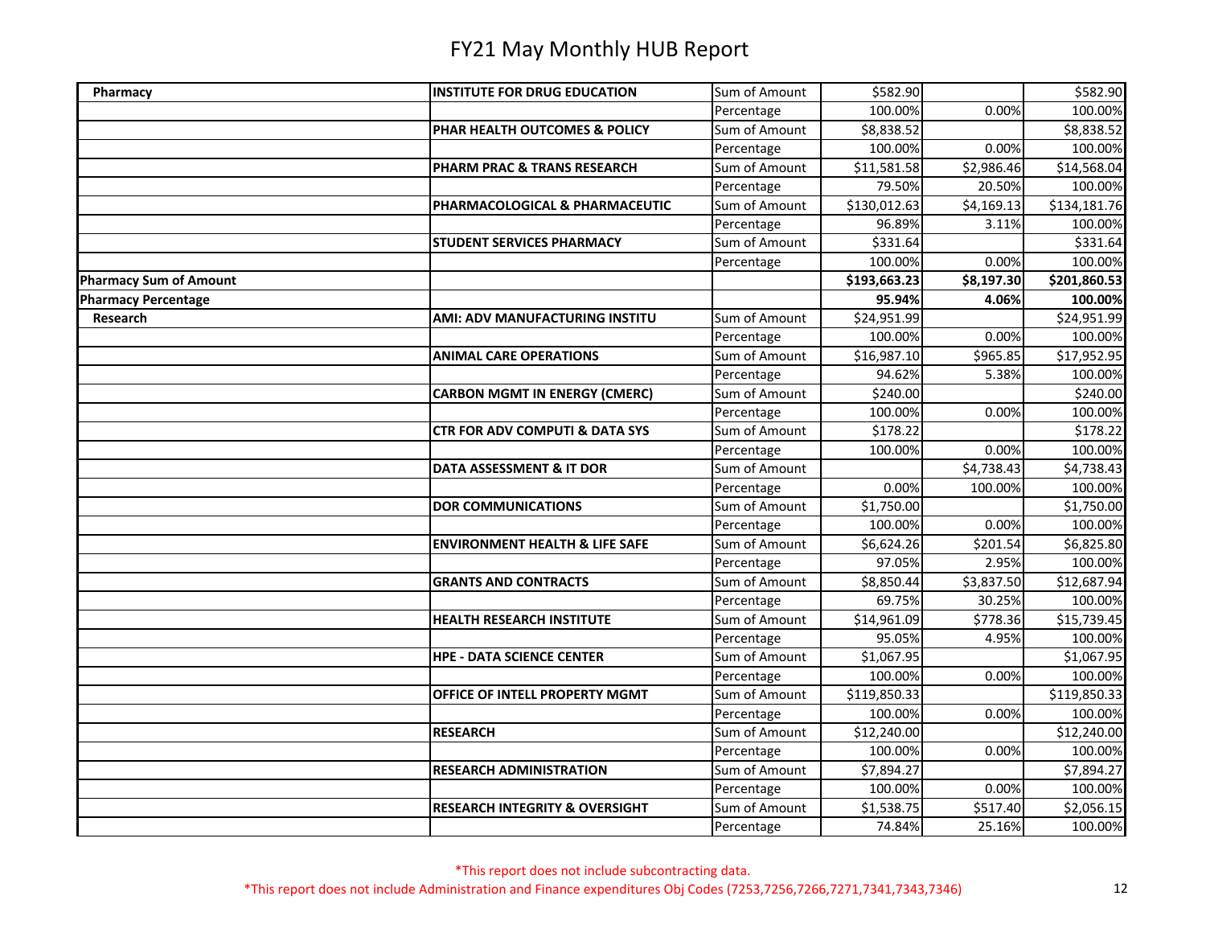# FY21 May Monthly HUB Report

| | | | | | |
|---|---|---|---|---|---|
| **Pharmacy** | **INSTITUTE FOR DRUG EDUCATION** | Sum of Amount | $582.90 | | $582.90 |
| | | Percentage | 100.00% | 0.00% | 100.00% |
| | **PHAR HEALTH OUTCOMES & POLICY** | Sum of Amount | $8,838.52 | | $8,838.52 |
| | | Percentage | 100.00% | 0.00% | 100.00% |
| | **PHARM PRAC & TRANS RESEARCH** | Sum of Amount | $11,581.58 | $2,986.46 | $14,568.04 |
| | | Percentage | 79.50% | 20.50% | 100.00% |
| | **PHARMACOLOGICAL & PHARMACEUTIC** | Sum of Amount | $130,012.63 | $4,169.13 | $134,181.76 |
| | | Percentage | 96.89% | 3.11% | 100.00% |
| | **STUDENT SERVICES PHARMACY** | Sum of Amount | $331.64 | | $331.64 |
| | | Percentage | 100.00% | 0.00% | 100.00% |
| **Pharmacy Sum of Amount** | | | **$193,663.23** | **$8,197.30** | **$201,860.53** |
| **Pharmacy Percentage** | | | **95.94%** | **4.06%** | **100.00%** |
| **Research** | **AMI: ADV MANUFACTURING INSTITU** | Sum of Amount | $24,951.99 | | $24,951.99 |
| | | Percentage | 100.00% | 0.00% | 100.00% |
| | **ANIMAL CARE OPERATIONS** | Sum of Amount | $16,987.10 | $965.85 | $17,952.95 |
| | | Percentage | 94.62% | 5.38% | 100.00% |
| | **CARBON MGMT IN ENERGY (CMERC)** | Sum of Amount | $240.00 | | $240.00 |
| | | Percentage | 100.00% | 0.00% | 100.00% |
| | **CTR FOR ADV COMPUTI & DATA SYS** | Sum of Amount | $178.22 | | $178.22 |
| | | Percentage | 100.00% | 0.00% | 100.00% |
| | **DATA ASSESSMENT & IT DOR** | Sum of Amount | | $4,738.43 | $4,738.43 |
| | | Percentage | 0.00% | 100.00% | 100.00% |
| | **DOR COMMUNICATIONS** | Sum of Amount | $1,750.00 | | $1,750.00 |
| | | Percentage | 100.00% | 0.00% | 100.00% |
| | **ENVIRONMENT HEALTH & LIFE SAFE** | Sum of Amount | $6,624.26 | $201.54 | $6,825.80 |
| | | Percentage | 97.05% | 2.95% | 100.00% |
| | **GRANTS AND CONTRACTS** | Sum of Amount | $8,850.44 | $3,837.50 | $12,687.94 |
| | | Percentage | 69.75% | 30.25% | 100.00% |
| | **HEALTH RESEARCH INSTITUTE** | Sum of Amount | $14,961.09 | $778.36 | $15,739.45 |
| | | Percentage | 95.05% | 4.95% | 100.00% |
| | **HPE - DATA SCIENCE CENTER** | Sum of Amount | $1,067.95 | | $1,067.95 |
| | | Percentage | 100.00% | 0.00% | 100.00% |
| | **OFFICE OF INTELL PROPERTY MGMT** | Sum of Amount | $119,850.33 | | $119,850.33 |
| | | Percentage | 100.00% | 0.00% | 100.00% |
| | **RESEARCH** | Sum of Amount | $12,240.00 | | $12,240.00 |
| | | Percentage | 100.00% | 0.00% | 100.00% |
| | **RESEARCH ADMINISTRATION** | Sum of Amount | $7,894.27 | | $7,894.27 |
| | | Percentage | 100.00% | 0.00% | 100.00% |
| | **RESEARCH INTEGRITY & OVERSIGHT** | Sum of Amount | $1,538.75 | $517.40 | $2,056.15 |
| | | Percentage | 74.84% | 25.16% | 100.00% |

*This report does not include subcontracting data.

*This report does not include Administration and Finance expenditures Obj Codes (7253,7256,7266,7271,7341,7343,7346)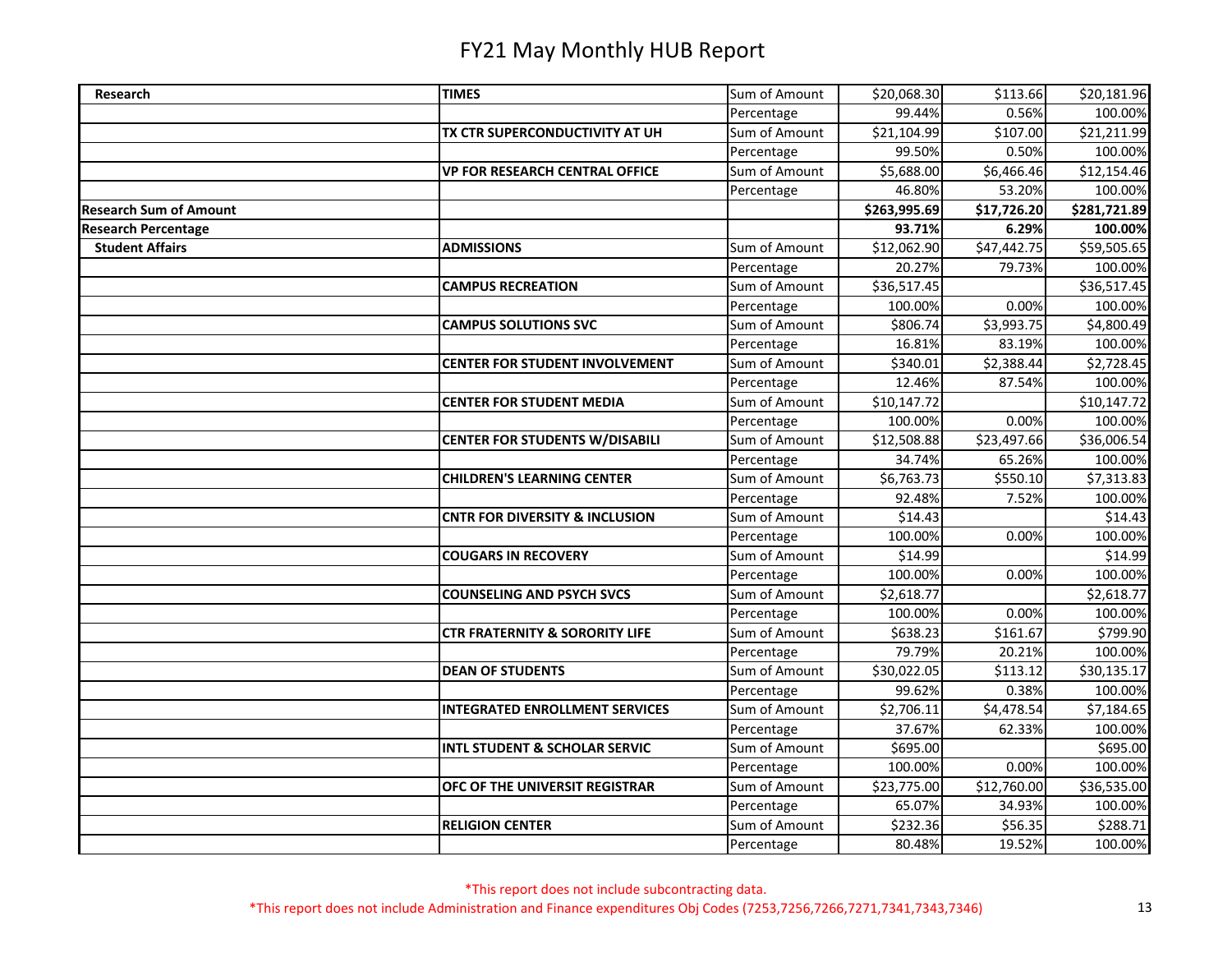# FY21 May Monthly HUB Report

| | | | | | |
|---|---|---|---|---|---|
| **Research** | **TIMES** | Sum of Amount | $20,068.30 | $113.66 | $20,181.96 |
| | | Percentage | 99.44% | 0.56% | 100.00% |
| | **TX CTR SUPERCONDUCTIVITY AT UH** | Sum of Amount | $21,104.99 | $107.00 | $21,211.99 |
| | | Percentage | 99.50% | 0.50% | 100.00% |
| | **VP FOR RESEARCH CENTRAL OFFICE** | Sum of Amount | $5,688.00 | $6,466.46 | $12,154.46 |
| | | Percentage | 46.80% | 53.20% | 100.00% |
| **Research Sum of Amount** | | | **$263,995.69** | **$17,726.20** | **$281,721.89** |
| **Research Percentage** | | | **93.71%** | **6.29%** | **100.00%** |
| **Student Affairs** | **ADMISSIONS** | Sum of Amount | $12,062.90 | $47,442.75 | $59,505.65 |
| | | Percentage | 20.27% | 79.73% | 100.00% |
| | **CAMPUS RECREATION** | Sum of Amount | $36,517.45 | | $36,517.45 |
| | | Percentage | 100.00% | 0.00% | 100.00% |
| | **CAMPUS SOLUTIONS SVC** | Sum of Amount | $806.74 | $3,993.75 | $4,800.49 |
| | | Percentage | 16.81% | 83.19% | 100.00% |
| | **CENTER FOR STUDENT INVOLVEMENT** | Sum of Amount | $340.01 | $2,388.44 | $2,728.45 |
| | | Percentage | 12.46% | 87.54% | 100.00% |
| | **CENTER FOR STUDENT MEDIA** | Sum of Amount | $10,147.72 | | $10,147.72 |
| | | Percentage | 100.00% | 0.00% | 100.00% |
| | **CENTER FOR STUDENTS W/DISABILI** | Sum of Amount | $12,508.88 | $23,497.66 | $36,006.54 |
| | | Percentage | 34.74% | 65.26% | 100.00% |
| | **CHILDREN'S LEARNING CENTER** | Sum of Amount | $6,763.73 | $550.10 | $7,313.83 |
| | | Percentage | 92.48% | 7.52% | 100.00% |
| | **CNTR FOR DIVERSITY & INCLUSION** | Sum of Amount | $14.43 | | $14.43 |
| | | Percentage | 100.00% | 0.00% | 100.00% |
| | **COUGARS IN RECOVERY** | Sum of Amount | $14.99 | | $14.99 |
| | | Percentage | 100.00% | 0.00% | 100.00% |
| | **COUNSELING AND PSYCH SVCS** | Sum of Amount | $2,618.77 | | $2,618.77 |
| | | Percentage | 100.00% | 0.00% | 100.00% |
| | **CTR FRATERNITY & SORORITY LIFE** | Sum of Amount | $638.23 | $161.67 | $799.90 |
| | | Percentage | 79.79% | 20.21% | 100.00% |
| | **DEAN OF STUDENTS** | Sum of Amount | $30,022.05 | $113.12 | $30,135.17 |
| | | Percentage | 99.62% | 0.38% | 100.00% |
| | **INTEGRATED ENROLLMENT SERVICES** | Sum of Amount | $2,706.11 | $4,478.54 | $7,184.65 |
| | | Percentage | 37.67% | 62.33% | 100.00% |
| | **INTL STUDENT & SCHOLAR SERVIC** | Sum of Amount | $695.00 | | $695.00 |
| | | Percentage | 100.00% | 0.00% | 100.00% |
| | **OFC OF THE UNIVERSIT REGISTRAR** | Sum of Amount | $23,775.00 | $12,760.00 | $36,535.00 |
| | | Percentage | 65.07% | 34.93% | 100.00% |
| | **RELIGION CENTER** | Sum of Amount | $232.36 | $56.35 | $288.71 |
| | | Percentage | 80.48% | 19.52% | 100.00% |

*This report does not include subcontracting data.

*This report does not include Administration and Finance expenditures Obj Codes (7253,7256,7266,7271,7341,7343,7346)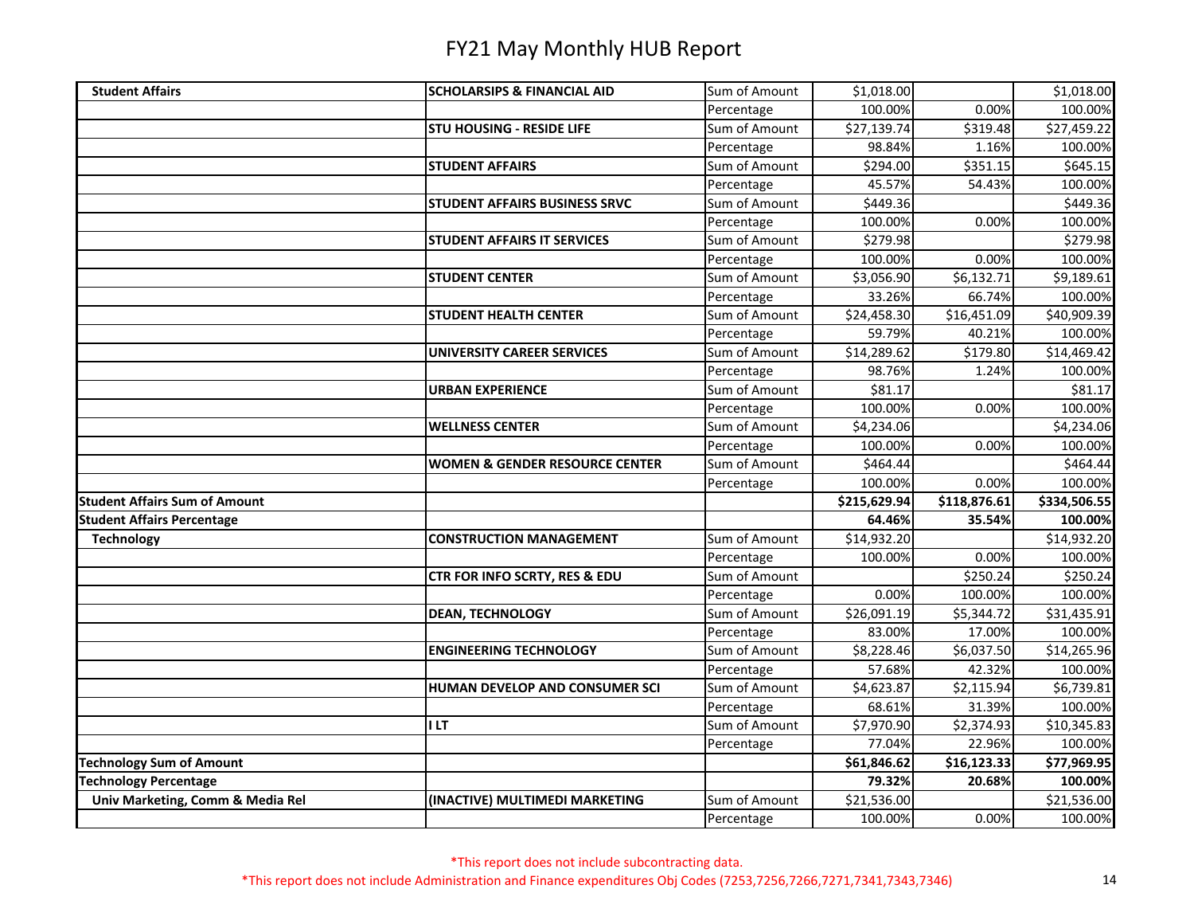# FY21 May Monthly HUB Report

| | | | | | |
|---|---|---|---|---|---|
| **Student Affairs** | **SCHOLARSIPS & FINANCIAL AID** | Sum of Amount | $1,018.00 | | $1,018.00 |
| | | Percentage | 100.00% | 0.00% | 100.00% |
| | **STU HOUSING - RESIDE LIFE** | Sum of Amount | $27,139.74 | $319.48 | $27,459.22 |
| | | Percentage | 98.84% | 1.16% | 100.00% |
| | **STUDENT AFFAIRS** | Sum of Amount | $294.00 | $351.15 | $645.15 |
| | | Percentage | 45.57% | 54.43% | 100.00% |
| | **STUDENT AFFAIRS BUSINESS SRVC** | Sum of Amount | $449.36 | | $449.36 |
| | | Percentage | 100.00% | 0.00% | 100.00% |
| | **STUDENT AFFAIRS IT SERVICES** | Sum of Amount | $279.98 | | $279.98 |
| | | Percentage | 100.00% | 0.00% | 100.00% |
| | **STUDENT CENTER** | Sum of Amount | $3,056.90 | $6,132.71 | $9,189.61 |
| | | Percentage | 33.26% | 66.74% | 100.00% |
| | **STUDENT HEALTH CENTER** | Sum of Amount | $24,458.30 | $16,451.09 | $40,909.39 |
| | | Percentage | 59.79% | 40.21% | 100.00% |
| | **UNIVERSITY CAREER SERVICES** | Sum of Amount | $14,289.62 | $179.80 | $14,469.42 |
| | | Percentage | 98.76% | 1.24% | 100.00% |
| | **URBAN EXPERIENCE** | Sum of Amount | $81.17 | | $81.17 |
| | | Percentage | 100.00% | 0.00% | 100.00% |
| | **WELLNESS CENTER** | Sum of Amount | $4,234.06 | | $4,234.06 |
| | | Percentage | 100.00% | 0.00% | 100.00% |
| | **WOMEN & GENDER RESOURCE CENTER** | Sum of Amount | $464.44 | | $464.44 |
| | | Percentage | 100.00% | 0.00% | 100.00% |
| **Student Affairs Sum of Amount** | | | **$215,629.94** | **$118,876.61** | **$334,506.55** |
| **Student Affairs Percentage** | | | **64.46%** | **35.54%** | **100.00%** |
| **Technology** | **CONSTRUCTION MANAGEMENT** | Sum of Amount | $14,932.20 | | $14,932.20 |
| | | Percentage | 100.00% | 0.00% | 100.00% |
| | **CTR FOR INFO SCRTY, RES & EDU** | Sum of Amount | | $250.24 | $250.24 |
| | | Percentage | 0.00% | 100.00% | 100.00% |
| | **DEAN, TECHNOLOGY** | Sum of Amount | $26,091.19 | $5,344.72 | $31,435.91 |
| | | Percentage | 83.00% | 17.00% | 100.00% |
| | **ENGINEERING TECHNOLOGY** | Sum of Amount | $8,228.46 | $6,037.50 | $14,265.96 |
| | | Percentage | 57.68% | 42.32% | 100.00% |
| | **HUMAN DEVELOP AND CONSUMER SCI** | Sum of Amount | $4,623.87 | $2,115.94 | $6,739.81 |
| | | Percentage | 68.61% | 31.39% | 100.00% |
| | **I LT** | Sum of Amount | $7,970.90 | $2,374.93 | $10,345.83 |
| | | Percentage | 77.04% | 22.96% | 100.00% |
| **Technology Sum of Amount** | | | **$61,846.62** | **$16,123.33** | **$77,969.95** |
| **Technology Percentage** | | | **79.32%** | **20.68%** | **100.00%** |
| **Univ Marketing, Comm & Media Rel** | **(INACTIVE) MULTIMEDI MARKETING** | Sum of Amount | $21,536.00 | | $21,536.00 |
| | | Percentage | 100.00% | 0.00% | 100.00% |

*This report does not include subcontracting data.

*This report does not include Administration and Finance expenditures Obj Codes (7253,7256,7266,7271,7341,7343,7346)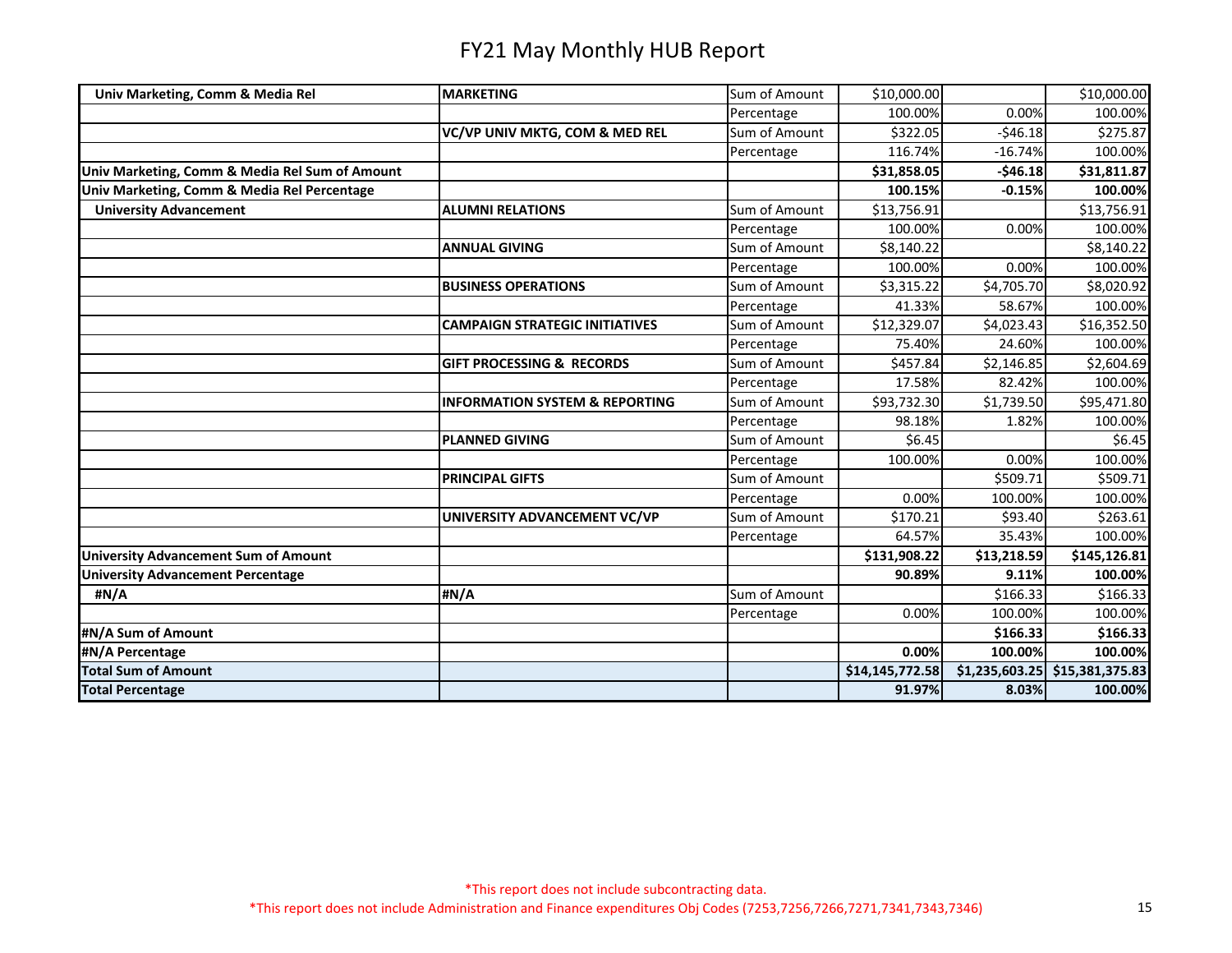# FY21 May Monthly HUB Report

| | | | | | |
|---|---|---|---|---|---|
| **Univ Marketing, Comm & Media Rel** | **MARKETING** | Sum of Amount | $10,000.00 | | $10,000.00 |
| | | Percentage | 100.00% | 0.00% | 100.00% |
| | **VC/VP UNIV MKTG, COM & MED REL** | Sum of Amount | $322.05 | -$46.18 | $275.87 |
| | | Percentage | 116.74% | -16.74% | 100.00% |
| **Univ Marketing, Comm & Media Rel Sum of Amount** | | | **$31,858.05** | **-$46.18** | **$31,811.87** |
| **Univ Marketing, Comm & Media Rel Percentage** | | | **100.15%** | **-0.15%** | **100.00%** |
| **University Advancement** | **ALUMNI RELATIONS** | Sum of Amount | $13,756.91 | | $13,756.91 |
| | | Percentage | 100.00% | 0.00% | 100.00% |
| | **ANNUAL GIVING** | Sum of Amount | $8,140.22 | | $8,140.22 |
| | | Percentage | 100.00% | 0.00% | 100.00% |
| | **BUSINESS OPERATIONS** | Sum of Amount | $3,315.22 | $4,705.70 | $8,020.92 |
| | | Percentage | 41.33% | 58.67% | 100.00% |
| | **CAMPAIGN STRATEGIC INITIATIVES** | Sum of Amount | $12,329.07 | $4,023.43 | $16,352.50 |
| | | Percentage | 75.40% | 24.60% | 100.00% |
| | **GIFT PROCESSING & RECORDS** | Sum of Amount | $457.84 | $2,146.85 | $2,604.69 |
| | | Percentage | 17.58% | 82.42% | 100.00% |
| | **INFORMATION SYSTEM & REPORTING** | Sum of Amount | $93,732.30 | $1,739.50 | $95,471.80 |
| | | Percentage | 98.18% | 1.82% | 100.00% |
| | **PLANNED GIVING** | Sum of Amount | $6.45 | | $6.45 |
| | | Percentage | 100.00% | 0.00% | 100.00% |
| | **PRINCIPAL GIFTS** | Sum of Amount | | $509.71 | $509.71 |
| | | Percentage | 0.00% | 100.00% | 100.00% |
| | **UNIVERSITY ADVANCEMENT VC/VP** | Sum of Amount | $170.21 | $93.40 | $263.61 |
| | | Percentage | 64.57% | 35.43% | 100.00% |
| **University Advancement Sum of Amount** | | | **$131,908.22** | **$13,218.59** | **$145,126.81** |
| **University Advancement Percentage** | | | **90.89%** | **9.11%** | **100.00%** |
| **#N/A** | **#N/A** | Sum of Amount | | $166.33 | $166.33 |
| | | Percentage | 0.00% | 100.00% | 100.00% |
| **#N/A Sum of Amount** | | | | **$166.33** | **$166.33** |
| **#N/A Percentage** | | | **0.00%** | **100.00%** | **100.00%** |
| **Total Sum of Amount** | | | **$14,145,772.58** | **$1,235,603.25** | **$15,381,375.83** |
| **Total Percentage** | | | **91.97%** | **8.03%** | **100.00%** |

*This report does not include subcontracting data.

*This report does not include Administration and Finance expenditures Obj Codes (7253,7256,7266,7271,7341,7343,7346)